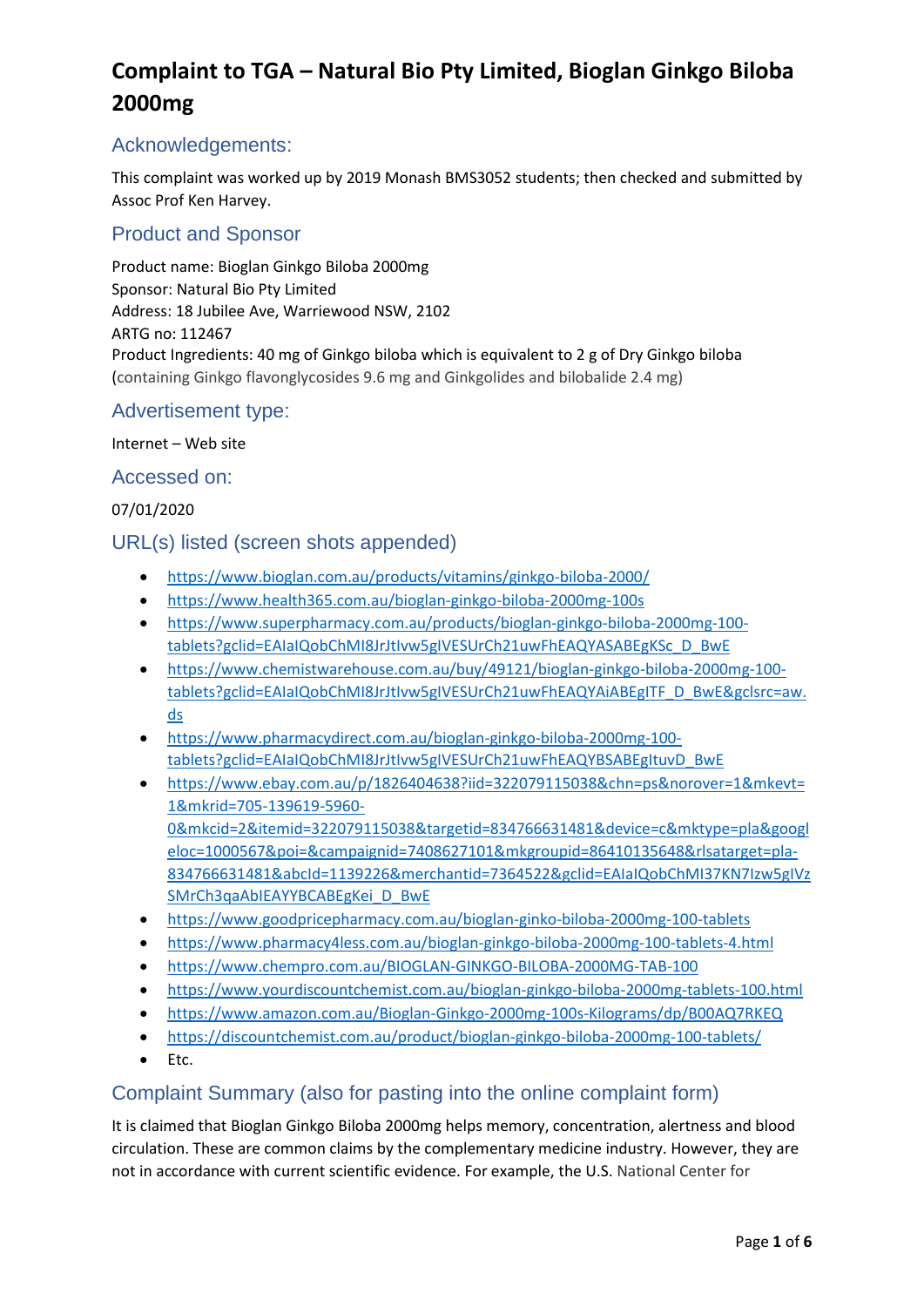# Complaint to TGA – Natural Bio Pty Limited, Bioglan Ginkgo Biloba 2000mg

## Acknowledgements:

This complaint was worked up by 2019 Monash BMS3052 students; then checked and submitted by Assoc Prof Ken Harvey.

## Product and Sponsor

Product name: Bioglan Ginkgo Biloba 2000mg
Sponsor: Natural Bio Pty Limited
Address: 18 Jubilee Ave, Warriewood NSW, 2102
ARTG no: 112467
Product Ingredients: 40 mg of Ginkgo biloba which is equivalent to 2 g of Dry Ginkgo biloba (containing Ginkgo flavonglycosides 9.6 mg and Ginkgolides and bilobalide 2.4 mg)

## Advertisement type:

Internet – Web site

## Accessed on:

07/01/2020

## URL(s) listed (screen shots appended)

- https://www.bioglan.com.au/products/vitamins/ginkgo-biloba-2000/
- https://www.health365.com.au/bioglan-ginkgo-biloba-2000mg-100s
- https://www.superpharmacy.com.au/products/bioglan-ginkgo-biloba-2000mg-100-tablets?gclid=EAIaIQobChMI8JrJtIvw5gIVESUrCh21uwFhEAQYASABEgKSc_D_BwE
- https://www.chemistwarehouse.com.au/buy/49121/bioglan-ginkgo-biloba-2000mg-100-tablets?gclid=EAIaIQobChMI8JrJtIvw5gIVESUrCh21uwFhEAQYAiABEgITF_D_BwE&gclsrc=aw.ds
- https://www.pharmacydirect.com.au/bioglan-ginkgo-biloba-2000mg-100-tablets?gclid=EAIaIQobChMI8JrJtIvw5gIVESUrCh21uwFhEAQYBSABEgItuvD_BwE
- https://www.ebay.com.au/p/1826404638?iid=322079115038&chn=ps&norover=1&mkevt=1&mkrid=705-139619-5960-0&mkcid=2&itemid=322079115038&targetid=834766631481&device=c&mktype=pla&googleloc=1000567&poi=&campaignid=7408627101&mkgroupid=86410135648&rlsatarget=pla-834766631481&abcId=1139226&merchantid=7364522&gclid=EAIaIQobChMI37KN7Izw5gIVzSMrCh3qaAbIEAYYBCABEgKei_D_BwE
- https://www.goodpricepharmacy.com.au/bioglan-ginko-biloba-2000mg-100-tablets
- https://www.pharmacy4less.com.au/bioglan-ginkgo-biloba-2000mg-100-tablets-4.html
- https://www.chempro.com.au/BIOGLAN-GINKGO-BILOBA-2000MG-TAB-100
- https://www.yourdiscountchemist.com.au/bioglan-ginkgo-biloba-2000mg-tablets-100.html
- https://www.amazon.com.au/Bioglan-Ginkgo-2000mg-100s-Kilograms/dp/B00AQ7RKEQ
- https://discountchemist.com.au/product/bioglan-ginkgo-biloba-2000mg-100-tablets/
- Etc.

## Complaint Summary (also for pasting into the online complaint form)

It is claimed that Bioglan Ginkgo Biloba 2000mg helps memory, concentration, alertness and blood circulation. These are common claims by the complementary medicine industry. However, they are not in accordance with current scientific evidence. For example, the U.S. National Center for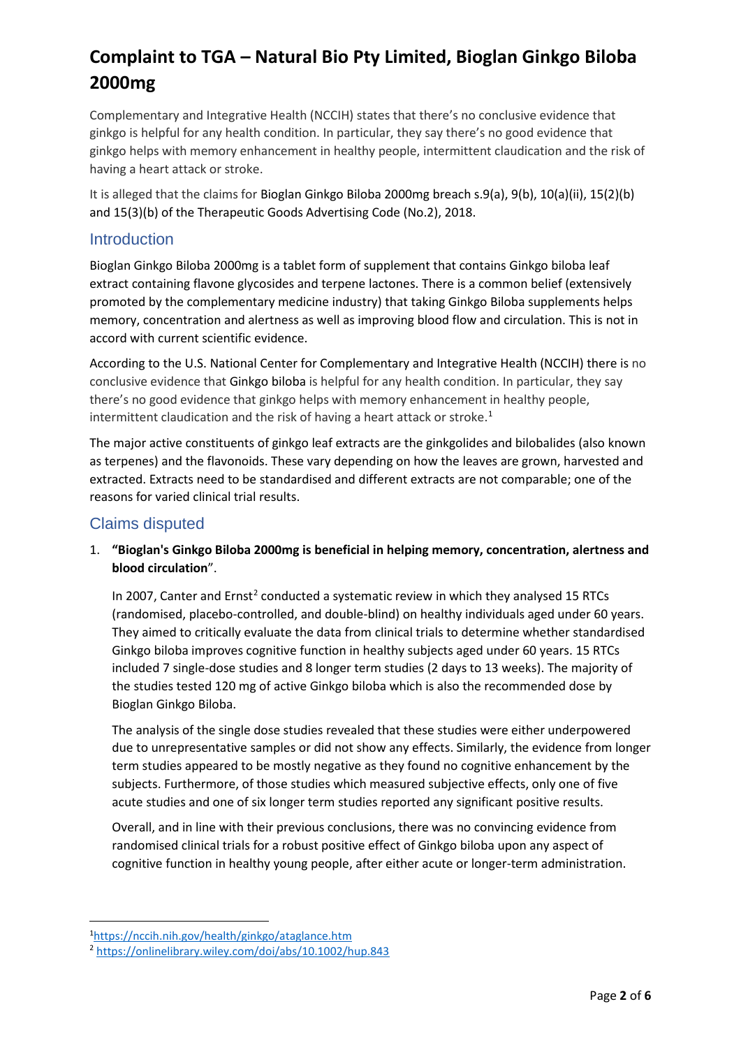# Complaint to TGA – Natural Bio Pty Limited, Bioglan Ginkgo Biloba 2000mg

Complementary and Integrative Health (NCCIH) states that there's no conclusive evidence that ginkgo is helpful for any health condition. In particular, they say there's no good evidence that ginkgo helps with memory enhancement in healthy people, intermittent claudication and the risk of having a heart attack or stroke.

It is alleged that the claims for Bioglan Ginkgo Biloba 2000mg breach s.9(a), 9(b), 10(a)(ii), 15(2)(b) and 15(3)(b) of the Therapeutic Goods Advertising Code (No.2), 2018.

## Introduction

Bioglan Ginkgo Biloba 2000mg is a tablet form of supplement that contains Ginkgo biloba leaf extract containing flavone glycosides and terpene lactones. There is a common belief (extensively promoted by the complementary medicine industry) that taking Ginkgo Biloba supplements helps memory, concentration and alertness as well as improving blood flow and circulation. This is not in accord with current scientific evidence.

According to the U.S. National Center for Complementary and Integrative Health (NCCIH) there is no conclusive evidence that Ginkgo biloba is helpful for any health condition. In particular, they say there's no good evidence that ginkgo helps with memory enhancement in healthy people, intermittent claudication and the risk of having a heart attack or stroke.[1]

The major active constituents of ginkgo leaf extracts are the ginkgolides and bilobalides (also known as terpenes) and the flavonoids. These vary depending on how the leaves are grown, harvested and extracted. Extracts need to be standardised and different extracts are not comparable; one of the reasons for varied clinical trial results.

## Claims disputed

1. **"Bioglan's Ginkgo Biloba 2000mg is beneficial in helping memory, concentration, alertness and blood circulation"**.

   In 2007, Canter and Ernst[2] conducted a systematic review in which they analysed 15 RTCs (randomised, placebo-controlled, and double-blind) on healthy individuals aged under 60 years. They aimed to critically evaluate the data from clinical trials to determine whether standardised Ginkgo biloba improves cognitive function in healthy subjects aged under 60 years. 15 RTCs included 7 single-dose studies and 8 longer term studies (2 days to 13 weeks). The majority of the studies tested 120 mg of active Ginkgo biloba which is also the recommended dose by Bioglan Ginkgo Biloba.

   The analysis of the single dose studies revealed that these studies were either underpowered due to unrepresentative samples or did not show any effects. Similarly, the evidence from longer term studies appeared to be mostly negative as they found no cognitive enhancement by the subjects. Furthermore, of those studies which measured subjective effects, only one of five acute studies and one of six longer term studies reported any significant positive results.

   Overall, and in line with their previous conclusions, there was no convincing evidence from randomised clinical trials for a robust positive effect of Ginkgo biloba upon any aspect of cognitive function in healthy young people, after either acute or longer-term administration.

[1] https://nccih.nih.gov/health/ginkgo/ataglance.htm

[2] https://onlinelibrary.wiley.com/doi/abs/10.1002/hup.843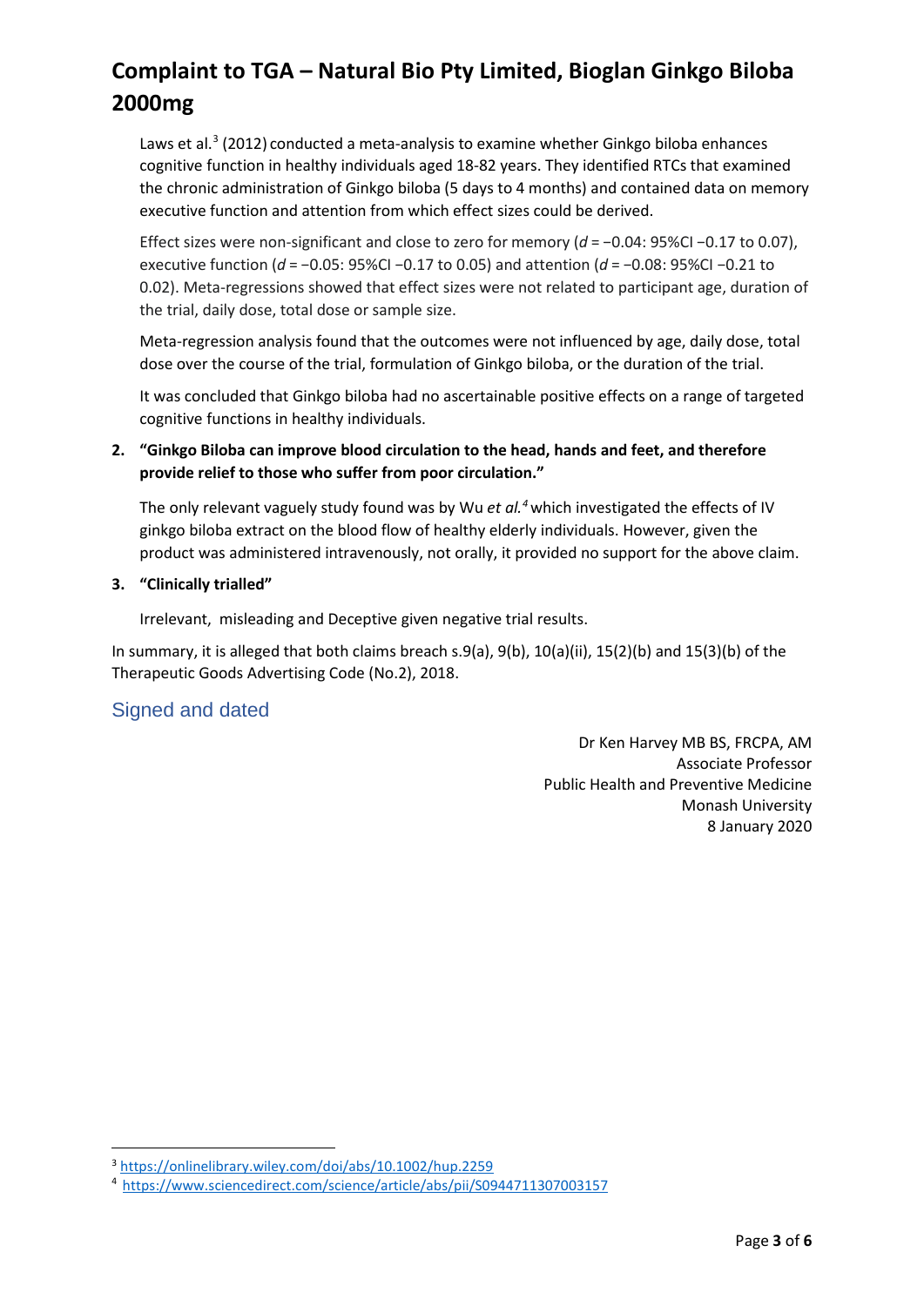# Complaint to TGA – Natural Bio Pty Limited, Bioglan Ginkgo Biloba 2000mg

Laws et al.[3] (2012) conducted a meta-analysis to examine whether Ginkgo biloba enhances cognitive function in healthy individuals aged 18-82 years. They identified RTCs that examined the chronic administration of Ginkgo biloba (5 days to 4 months) and contained data on memory executive function and attention from which effect sizes could be derived.

Effect sizes were non-significant and close to zero for memory ($d$ = −0.04: 95%CI −0.17 to 0.07), executive function ($d$ = −0.05: 95%CI −0.17 to 0.05) and attention ($d$ = −0.08: 95%CI −0.21 to 0.02). Meta-regressions showed that effect sizes were not related to participant age, duration of the trial, daily dose, total dose or sample size.

Meta-regression analysis found that the outcomes were not influenced by age, daily dose, total dose over the course of the trial, formulation of Ginkgo biloba, or the duration of the trial.

It was concluded that Ginkgo biloba had no ascertainable positive effects on a range of targeted cognitive functions in healthy individuals.

2. **"Ginkgo Biloba can improve blood circulation to the head, hands and feet, and therefore provide relief to those who suffer from poor circulation."**

   The only relevant vaguely study found was by Wu *et al.*[4] which investigated the effects of IV ginkgo biloba extract on the blood flow of healthy elderly individuals. However, given the product was administered intravenously, not orally, it provided no support for the above claim.

3. **"Clinically trialled"**

   Irrelevant, misleading and Deceptive given negative trial results.

In summary, it is alleged that both claims breach s.9(a), 9(b), 10(a)(ii), 15(2)(b) and 15(3)(b) of the Therapeutic Goods Advertising Code (No.2), 2018.

## Signed and dated

Dr Ken Harvey MB BS, FRCPA, AM
Associate Professor
Public Health and Preventive Medicine
Monash University
8 January 2020

---

[3] https://onlinelibrary.wiley.com/doi/abs/10.1002/hup.2259

[4] https://www.sciencedirect.com/science/article/abs/pii/S0944711307003157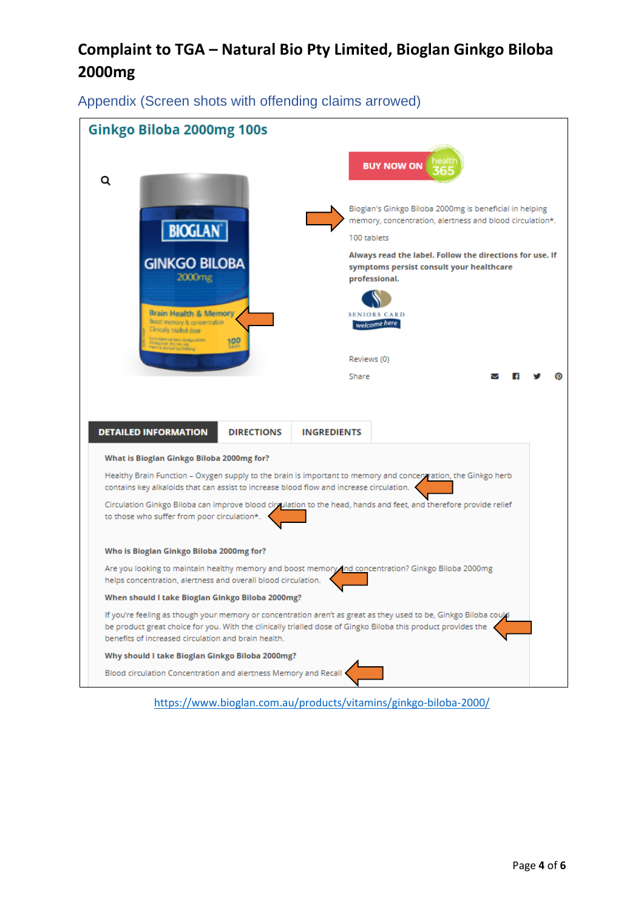# Complaint to TGA – Natural Bio Pty Limited, Bioglan Ginkgo Biloba 2000mg

## Appendix (Screen shots with offending claims arrowed)

### Ginkgo Biloba 2000mg 100s

BIOGLAN
GINKGO BILOBA
2000mg
Brain Health & Memory
Boost memory & concentration
Clinically trialled dose
100 tablets

BUY NOW ON health 365

Bioglan's Ginkgo Biloba 2000mg is beneficial in helping memory, concentration, alertness and blood circulation*.

100 tablets

**Always read the label. Follow the directions for use. If symptoms persist consult your healthcare professional.**

SENIORS CARD welcome here

Reviews (0)

Share

**DETAILED INFORMATION** | **DIRECTIONS** | **INGREDIENTS**

**What is Bioglan Ginkgo Biloba 2000mg for?**

Healthy Brain Function – Oxygen supply to the brain is important to memory and concentration, the Ginkgo herb contains key alkaloids that can assist to increase blood flow and increase circulation.

Circulation Ginkgo Biloba can improve blood circulation to the head, hands and feet, and therefore provide relief to those who suffer from poor circulation*.

**Who is Bioglan Ginkgo Biloba 2000mg for?**

Are you looking to maintain healthy memory and boost memory and concentration? Ginkgo Biloba 2000mg helps concentration, alertness and overall blood circulation.

**When should I take Bioglan Ginkgo Biloba 2000mg?**

If you're feeling as though your memory or concentration aren't as great as they used to be, Ginkgo Biloba could be product great choice for you. With the clinically trialled dose of Gingko Biloba this product provides the benefits of increased circulation and brain health.

**Why should I take Bioglan Ginkgo Biloba 2000mg?**

Blood circulation Concentration and alertness Memory and Recall

https://www.bioglan.com.au/products/vitamins/ginkgo-biloba-2000/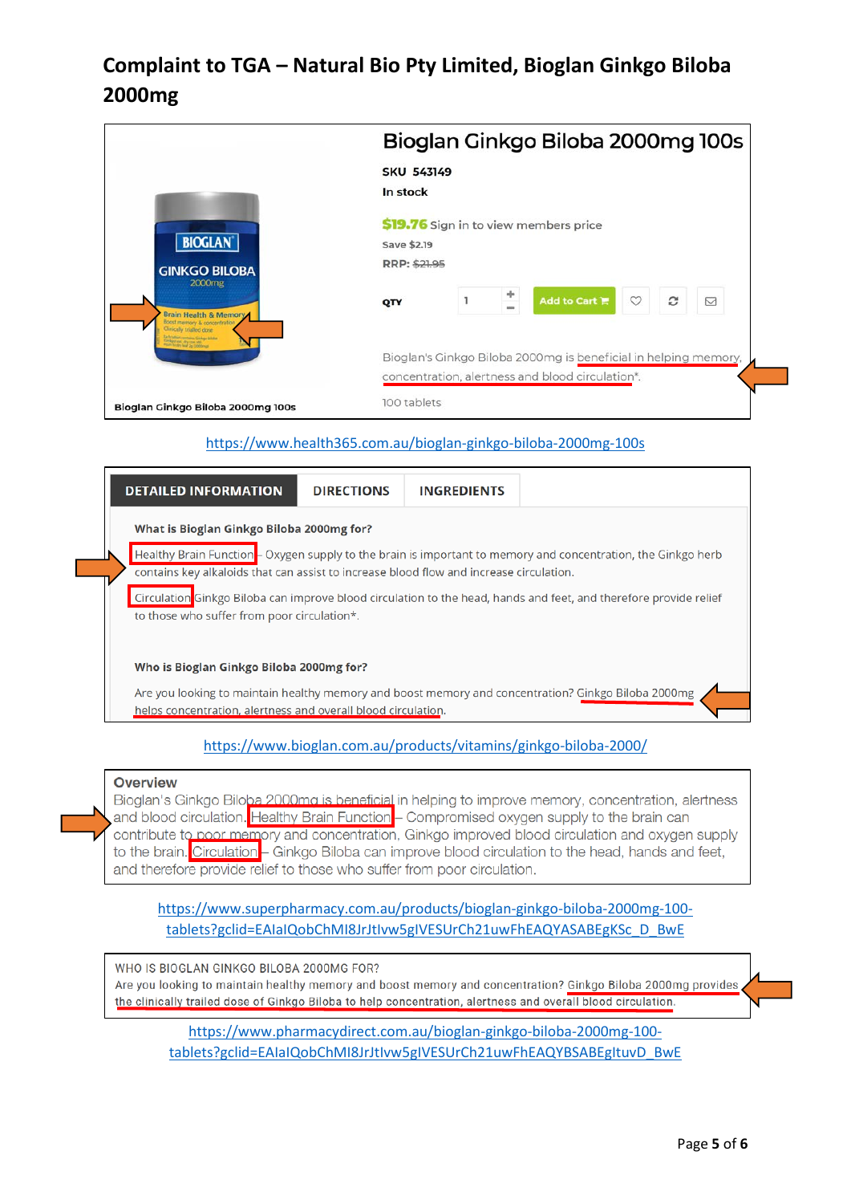# Complaint to TGA – Natural Bio Pty Limited, Bioglan Ginkgo Biloba 2000mg

**Bioglan Ginkgo Biloba 2000mg 100s**

**SKU** 543149

**In stock**

**$19.76** Sign in to view members price

Save $2.19

RRP: ~~$21.95~~

QTY 1 Add to Cart

Bioglan's Ginkgo Biloba 2000mg is beneficial in helping memory, concentration, alertness and blood circulation*.

100 tablets

Bioglan Ginkgo Biloba 2000mg 100s

BIOGLAN GINKGO BILOBA 2000mg Brain Health & Memory Boost memory & concentration Clinically trialled dose

https://www.health365.com.au/bioglan-ginkgo-biloba-2000mg-100s

**DETAILED INFORMATION** | **DIRECTIONS** | **INGREDIENTS**

**What is Bioglan Ginkgo Biloba 2000mg for?**

Healthy Brain Function - Oxygen supply to the brain is important to memory and concentration, the Ginkgo herb contains key alkaloids that can assist to increase blood flow and increase circulation.

Circulation Ginkgo Biloba can improve blood circulation to the head, hands and feet, and therefore provide relief to those who suffer from poor circulation*.

**Who is Bioglan Ginkgo Biloba 2000mg for?**

Are you looking to maintain healthy memory and boost memory and concentration? Ginkgo Biloba 2000mg helps concentration, alertness and overall blood circulation.

https://www.bioglan.com.au/products/vitamins/ginkgo-biloba-2000/

**Overview**

Bioglan's Ginkgo Biloba 2000mg is beneficial in helping to improve memory, concentration, alertness and blood circulation. Healthy Brain Function – Compromised oxygen supply to the brain can contribute to poor memory and concentration, Ginkgo improved blood circulation and oxygen supply to the brain. Circulation – Ginkgo Biloba can improve blood circulation to the head, hands and feet, and therefore provide relief to those who suffer from poor circulation.

https://www.superpharmacy.com.au/products/bioglan-ginkgo-biloba-2000mg-100-tablets?gclid=EAIaIQobChMI8JrJtIvw5gIVESUrCh21uwFhEAQYASABEgKSc_D_BwE

WHO IS BIOGLAN GINKGO BILOBA 2000MG FOR?

Are you looking to maintain healthy memory and boost memory and concentration? Ginkgo Biloba 2000mg provides the clinically trailed dose of Ginkgo Biloba to help concentration, alertness and overall blood circulation.

https://www.pharmacydirect.com.au/bioglan-ginkgo-biloba-2000mg-100-tablets?gclid=EAIaIQobChMI8JrJtIvw5gIVESUrCh21uwFhEAQYBSABEgItuvD_BwE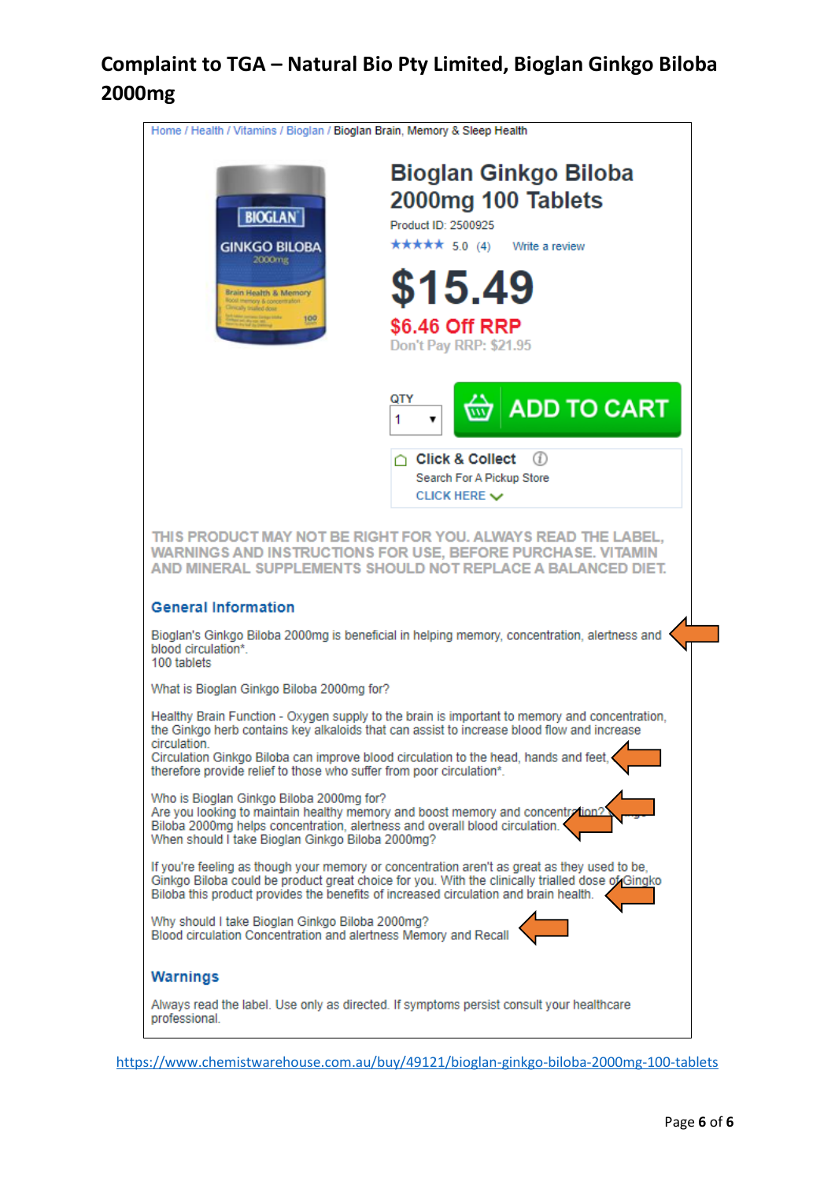# Complaint to TGA – Natural Bio Pty Limited, Bioglan Ginkgo Biloba 2000mg

Home / Health / Vitamins / Bioglan / Bioglan Brain, Memory & Sleep Health

BIOGLAN
GINKGO BILOBA
2000mg
Brain Health & Memory

## Bioglan Ginkgo Biloba 2000mg 100 Tablets

Product ID: 2500925

★★★★★ 5.0 (4) Write a review

**$15.49**

$6.46 Off RRP

Don't Pay RRP: $21.95

QTY 1

ADD TO CART

Click & Collect

Search For A Pickup Store

CLICK HERE

THIS PRODUCT MAY NOT BE RIGHT FOR YOU. ALWAYS READ THE LABEL, WARNINGS AND INSTRUCTIONS FOR USE, BEFORE PURCHASE. VITAMIN AND MINERAL SUPPLEMENTS SHOULD NOT REPLACE A BALANCED DIET.

### General Information

Bioglan's Ginkgo Biloba 2000mg is beneficial in helping memory, concentration, alertness and blood circulation*.
100 tablets

What is Bioglan Ginkgo Biloba 2000mg for?

Healthy Brain Function - Oxygen supply to the brain is important to memory and concentration, the Ginkgo herb contains key alkaloids that can assist to increase blood flow and increase circulation.
Circulation Ginkgo Biloba can improve blood circulation to the head, hands and feet, therefore provide relief to those who suffer from poor circulation*.

Who is Bioglan Ginkgo Biloba 2000mg for?
Are you looking to maintain healthy memory and boost memory and concentration? Ginkgo Biloba 2000mg helps concentration, alertness and overall blood circulation.
When should I take Bioglan Ginkgo Biloba 2000mg?

If you're feeling as though your memory or concentration aren't as great as they used to be, Ginkgo Biloba could be product great choice for you. With the clinically trialled dose of Gingko Biloba this product provides the benefits of increased circulation and brain health.

Why should I take Bioglan Ginkgo Biloba 2000mg?
Blood circulation Concentration and alertness Memory and Recall

### Warnings

Always read the label. Use only as directed. If symptoms persist consult your healthcare professional.

https://www.chemistwarehouse.com.au/buy/49121/bioglan-ginkgo-biloba-2000mg-100-tablets